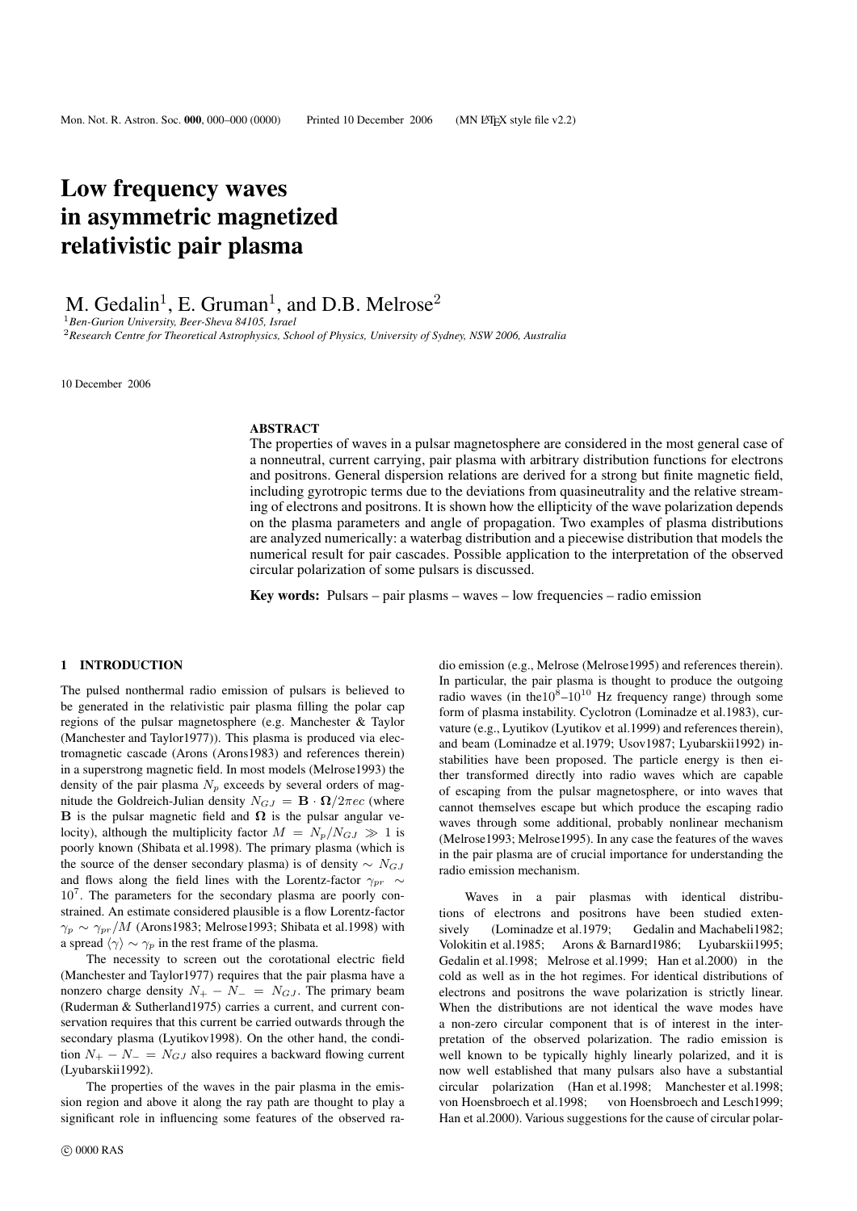# Low frequency waves in asymmetric magnetized relativistic pair plasma

M. Gedalin[1], E. Gruman[1], and D.B. Melrose[2]

[1]*Ben-Gurion University, Beer-Sheva 84105, Israel*

[2]*Research Centre for Theoretical Astrophysics, School of Physics, University of Sydney, NSW 2006, Australia*

10 December 2006

## ABSTRACT

The properties of waves in a pulsar magnetosphere are considered in the most general case of a nonneutral, current carrying, pair plasma with arbitrary distribution functions for electrons and positrons. General dispersion relations are derived for a strong but finite magnetic field, including gyrotropic terms due to the deviations from quasineutrality and the relative streaming of electrons and positrons. It is shown how the ellipticity of the wave polarization depends on the plasma parameters and angle of propagation. Two examples of plasma distributions are analyzed numerically: a waterbag distribution and a piecewise distribution that models the numerical result for pair cascades. Possible application to the interpretation of the observed circular polarization of some pulsars is discussed.

**Key words:** Pulsars – pair plasms – waves – low frequencies – radio emission

## 1 INTRODUCTION

The pulsed nonthermal radio emission of pulsars is believed to be generated in the relativistic pair plasma filling the polar cap regions of the pulsar magnetosphere (e.g. Manchester & Taylor (Manchester and Taylor1977)). This plasma is produced via electromagnetic cascade (Arons (Arons1983) and references therein) in a superstrong magnetic field. In most models (Melrose1993) the density of the pair plasma $N_p$ exceeds by several orders of magnitude the Goldreich-Julian density $N_{GJ} = \mathbf{B}\cdot\mathbf{\Omega}/2\pi ec$ (where $\mathbf{B}$ is the pulsar magnetic field and $\mathbf{\Omega}$ is the pulsar angular velocity), although the multiplicity factor $M = N_p/N_{GJ} \gg 1$ is poorly known (Shibata et al.1998). The primary plasma (which is the source of the denser secondary plasma) is of density $\sim N_{GJ}$ and flows along the field lines with the Lorentz-factor $\gamma_{pr} \sim 10^7$. The parameters for the secondary plasma are poorly constrained. An estimate considered plausible is a flow Lorentz-factor $\gamma_p \sim \gamma_{pr}/M$ (Arons1983; Melrose1993; Shibata et al.1998) with a spread $\langle\gamma\rangle \sim \gamma_p$ in the rest frame of the plasma.

The necessity to screen out the corotational electric field (Manchester and Taylor1977) requires that the pair plasma have a nonzero charge density $N_+ - N_- = N_{GJ}$. The primary beam (Ruderman & Sutherland1975) carries a current, and current conservation requires that this current be carried outwards through the secondary plasma (Lyutikov1998). On the other hand, the condition $N_+ - N_- = N_{GJ}$ also requires a backward flowing current (Lyubarskii1992).

The properties of the waves in the pair plasma in the emission region and above it along the ray path are thought to play a significant role in influencing some features of the observed radio emission (e.g., Melrose (Melrose1995) and references therein). In particular, the pair plasma is thought to produce the outgoing radio waves (in the$10^8$–$10^{10}$ Hz frequency range) through some form of plasma instability. Cyclotron (Lominadze et al.1983), curvature (e.g., Lyutikov (Lyutikov et al.1999) and references therein), and beam (Lominadze et al.1979; Usov1987; Lyubarskii1992) instabilities have been proposed. The particle energy is then either transformed directly into radio waves which are capable of escaping from the pulsar magnetosphere, or into waves that cannot themselves escape but which produce the escaping radio waves through some additional, probably nonlinear mechanism (Melrose1993; Melrose1995). In any case the features of the waves in the pair plasma are of crucial importance for understanding the radio emission mechanism.

Waves in a pair plasmas with identical distributions of electrons and positrons have been studied extensively (Lominadze et al.1979; Gedalin and Machabeli1982; Volokitin et al.1985; Arons & Barnard1986; Lyubarskii1995; Gedalin et al.1998; Melrose et al.1999; Han et al.2000) in the cold as well as in the hot regimes. For identical distributions of electrons and positrons the wave polarization is strictly linear. When the distributions are not identical the wave modes have a non-zero circular component that is of interest in the interpretation of the observed polarization. The radio emission is well known to be typically highly linearly polarized, and it is now well established that many pulsars also have a substantial circular polarization (Han et al.1998; Manchester et al.1998; von Hoensbroech et al.1998; von Hoensbroech and Lesch1999; Han et al.2000). Various suggestions for the cause of circular polar-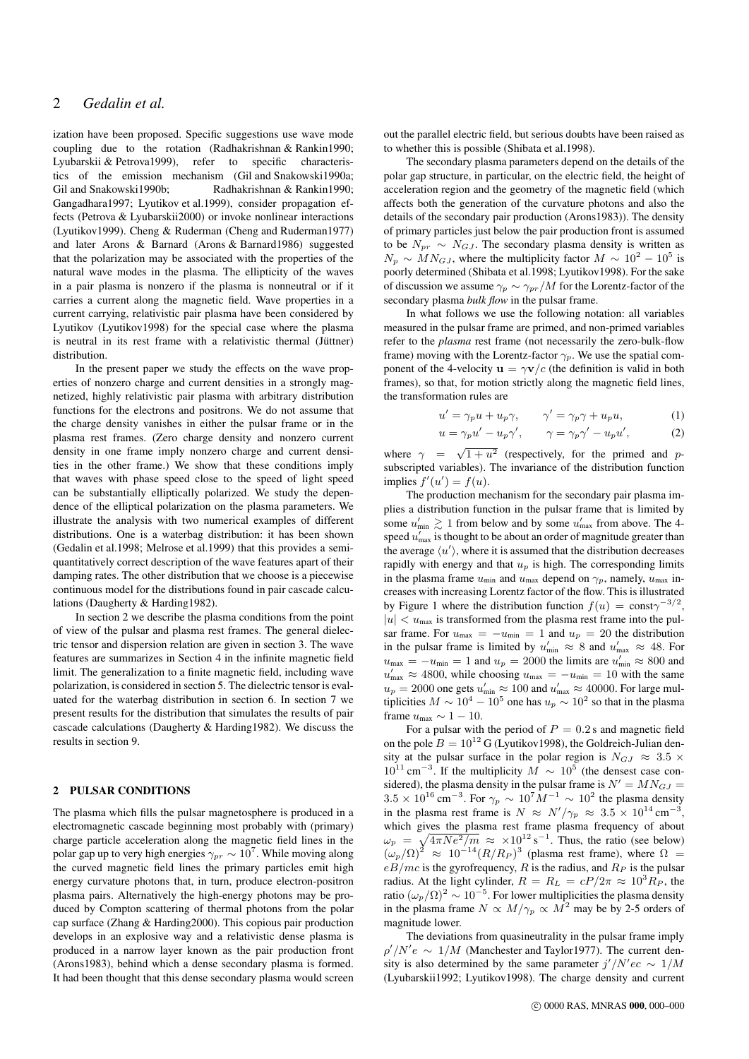ization have been proposed. Specific suggestions use wave mode coupling due to the rotation (Radhakrishnan & Rankin1990; Lyubarskii & Petrova1999), refer to specific characteristics of the emission mechanism (Gil and Snakowski1990a; Gil and Snakowski1990b; Radhakrishnan & Rankin1990; Gangadhara1997; Lyutikov et al.1999), consider propagation effects (Petrova & Lyubarskii2000) or invoke nonlinear interactions (Lyutikov1999). Cheng & Ruderman (Cheng and Ruderman1977) and later Arons & Barnard (Arons & Barnard1986) suggested that the polarization may be associated with the properties of the natural wave modes in the plasma. The ellipticity of the waves in a pair plasma is nonzero if the plasma is nonneutral or if it carries a current along the magnetic field. Wave properties in a current carrying, relativistic pair plasma have been considered by Lyutikov (Lyutikov1998) for the special case where the plasma is neutral in its rest frame with a relativistic thermal (Jüttner) distribution.

In the present paper we study the effects on the wave properties of nonzero charge and current densities in a strongly magnetized, highly relativistic pair plasma with arbitrary distribution functions for the electrons and positrons. We do not assume that the charge density vanishes in either the pulsar frame or in the plasma rest frames. (Zero charge density and nonzero current density in one frame imply nonzero charge and current densities in the other frame.) We show that these conditions imply that waves with phase speed close to the speed of light speed can be substantially elliptically polarized. We study the dependence of the elliptical polarization on the plasma parameters. We illustrate the analysis with two numerical examples of different distributions. One is a waterbag distribution: it has been shown (Gedalin et al.1998; Melrose et al.1999) that this provides a semi-quantitatively correct description of the wave features apart of their damping rates. The other distribution that we choose is a piecewise continuous model for the distributions found in pair cascade calculations (Daugherty & Harding1982).

In section 2 we describe the plasma conditions from the point of view of the pulsar and plasma rest frames. The general dielectric tensor and dispersion relation are given in section 3. The wave features are summarizes in Section 4 in the infinite magnetic field limit. The generalization to a finite magnetic field, including wave polarization, is considered in section 5. The dielectric tensor is evaluated for the waterbag distribution in section 6. In section 7 we present results for the distribution that simulates the results of pair cascade calculations (Daugherty & Harding1982). We discuss the results in section 9.

## 2 PULSAR CONDITIONS

The plasma which fills the pulsar magnetosphere is produced in a electromagnetic cascade beginning most probably with (primary) charge particle acceleration along the magnetic field lines in the polar gap up to very high energies $\gamma_{pr} \sim 10^7$. While moving along the curved magnetic field lines the primary particles emit high energy curvature photons that, in turn, produce electron-positron plasma pairs. Alternatively the high-energy photons may be produced by Compton scattering of thermal photons from the polar cap surface (Zhang & Harding2000). This copious pair production develops in an explosive way and a relativistic dense plasma is produced in a narrow layer known as the pair production front (Arons1983), behind which a dense secondary plasma is formed. It had been thought that this dense secondary plasma would screen out the parallel electric field, but serious doubts have been raised as to whether this is possible (Shibata et al.1998).

The secondary plasma parameters depend on the details of the polar gap structure, in particular, on the electric field, the height of acceleration region and the geometry of the magnetic field (which affects both the generation of the curvature photons and also the details of the secondary pair production (Arons1983)). The density of primary particles just below the pair production front is assumed to be $N_{pr} \sim N_{GJ}$. The secondary plasma density is written as $N_p \sim MN_{GJ}$, where the multiplicity factor $M \sim 10^2 - 10^5$ is poorly determined (Shibata et al.1998; Lyutikov1998). For the sake of discussion we assume $\gamma_p \sim \gamma_{pr}/M$ for the Lorentz-factor of the secondary plasma *bulk flow* in the pulsar frame.

In what follows we use the following notation: all variables measured in the pulsar frame are primed, and non-primed variables refer to the *plasma* rest frame (not necessarily the zero-bulk-flow frame) moving with the Lorentz-factor $\gamma_p$. We use the spatial component of the 4-velocity $\mathbf{u} = \gamma\mathbf{v}/c$ (the definition is valid in both frames), so that, for motion strictly along the magnetic field lines, the transformation rules are

$$u' = \gamma_p u + u_p \gamma, \qquad \gamma' = \gamma_p \gamma + u_p u, \tag{1}$$

$$u = \gamma_p u' - u_p \gamma', \qquad \gamma = \gamma_p \gamma' - u_p u', \tag{2}$$

where $\gamma = \sqrt{1+u^2}$ (respectively, for the primed and $p$-subscripted variables). The invariance of the distribution function implies $f'(u') = f(u)$.

The production mechanism for the secondary pair plasma implies a distribution function in the pulsar frame that is limited by some $u'_{\rm min} \gtrsim 1$ from below and by some $u'_{\rm max}$ from above. The 4-speed $u'_{\rm max}$ is thought to be about an order of magnitude greater than the average $\langle u' \rangle$, where it is assumed that the distribution decreases rapidly with energy and that $u_p$ is high. The corresponding limits in the plasma frame $u_{\rm min}$ and $u_{\rm max}$ depend on $\gamma_p$, namely, $u_{\rm max}$ increases with increasing Lorentz factor of the flow. This is illustrated by Figure 1 where the distribution function $f(u) = \text{const}\gamma^{-3/2}$, $|u| < u_{\rm max}$ is transformed from the plasma rest frame into the pulsar frame. For $u_{\rm max} = -u_{\rm min} = 1$ and $u_p = 20$ the distribution in the pulsar frame is limited by $u'_{\rm min} \approx 8$ and $u'_{\rm max} \approx 48$. For $u_{\rm max} = -u_{\rm min} = 1$ and $u_p = 2000$ the limits are $u'_{\rm min} \approx 800$ and $u'_{\rm max} \approx 4800$, while choosing $u_{\rm max} = -u_{\rm min} = 10$ with the same $u_p = 2000$ one gets $u'_{\rm min} \approx 100$ and $u'_{\rm max} \approx 40000$. For large multiplicities $M \sim 10^4 - 10^5$ one has $u_p \sim 10^2$ so that in the plasma frame $u_{\rm max} \sim 1 - 10$.

For a pulsar with the period of $P = 0.2\,$s and magnetic field on the pole $B = 10^{12}\,$G (Lyutikov1998), the Goldreich-Julian density at the pulsar surface in the polar region is $N_{GJ} \approx 3.5 \times 10^{11}\,\text{cm}^{-3}$. If the multiplicity $M \sim 10^5$ (the densest case considered), the plasma density in the pulsar frame is $N' = MN_{GJ} = 3.5 \times 10^{16}\,\text{cm}^{-3}$. For $\gamma_p \sim 10^7 M^{-1} \sim 10^2$ the plasma density in the plasma rest frame is $N \approx N'/\gamma_p \approx 3.5 \times 10^{14}\,\text{cm}^{-3}$, which gives the plasma rest frame plasma frequency of about $\omega_p = \sqrt{4\pi N e^2/m} \approx \times 10^{12}\,\text{s}^{-1}$. Thus, the ratio (see below) $(\omega_p/\Omega)^2 \approx 10^{-14}(R/R_P)^3$ (plasma rest frame), where $\Omega = eB/mc$ is the gyrofrequency, $R$ is the radius, and $R_P$ is the pulsar radius. At the light cylinder, $R = R_L = cP/2\pi \approx 10^3 R_P$, the ratio $(\omega_p/\Omega)^2 \sim 10^{-5}$. For lower multiplicities the plasma density in the plasma frame $N \propto M/\gamma_p \propto M^2$ may be by 2-5 orders of magnitude lower.

The deviations from quasineutrality in the pulsar frame imply $\rho'/N'e \sim 1/M$ (Manchester and Taylor1977). The current density is also determined by the same parameter $j'/N'ec \sim 1/M$ (Lyubarskii1992; Lyutikov1998). The charge density and current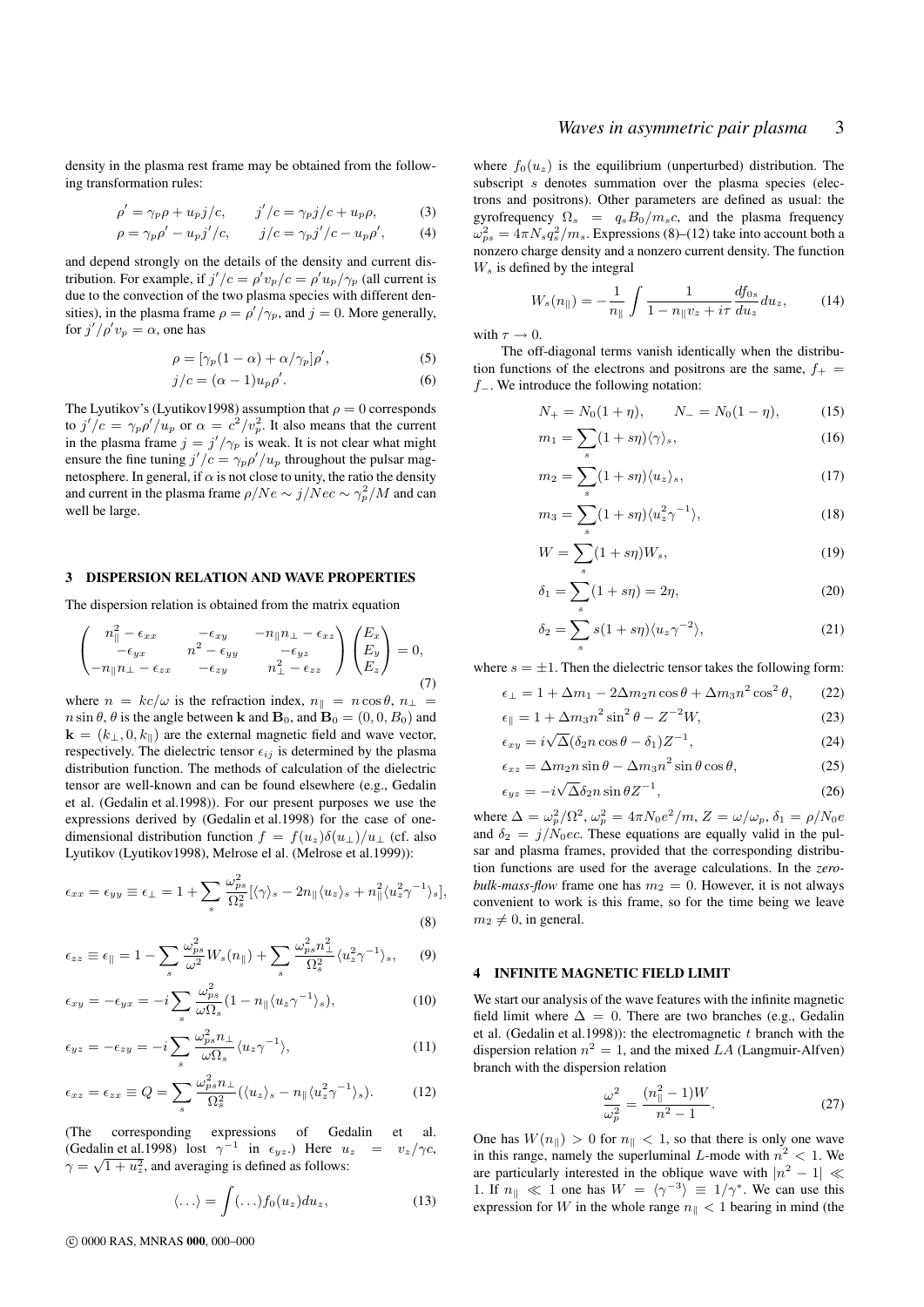density in the plasma rest frame may be obtained from the following transformation rules:

$$\rho' = \gamma_p \rho + u_p j/c, \qquad j'/c = \gamma_p j/c + u_p \rho, \tag{3}$$

$$\rho = \gamma_p \rho' - u_p j'/c, \qquad j/c = \gamma_p j'/c - u_p \rho', \tag{4}$$

and depend strongly on the details of the density and current distribution. For example, if $j'/c = \rho' v_p/c = \rho' u_p/\gamma_p$ (all current is due to the convection of the two plasma species with different densities), in the plasma frame $\rho = \rho'/\gamma_p$, and $j = 0$. More generally, for $j'/\rho' v_p = \alpha$, one has

$$\rho = [\gamma_p(1-\alpha) + \alpha/\gamma_p]\rho', \tag{5}$$

$$j/c = (\alpha - 1) u_p \rho'. \tag{6}$$

The Lyutikov's (Lyutikov1998) assumption that $\rho = 0$ corresponds to $j'/c = \gamma_p \rho'/u_p$ or $\alpha = c^2/v_p^2$. It also means that the current in the plasma frame $j = j'/\gamma_p$ is weak. It is not clear what might ensure the fine tuning $j'/c = \gamma_p \rho'/u_p$ throughout the pulsar magnetosphere. In general, if $\alpha$ is not close to unity, the ratio the density and current in the plasma frame $\rho/Ne \sim j/Nec \sim \gamma_p^2/M$ and can well be large.

## 3 DISPERSION RELATION AND WAVE PROPERTIES

The dispersion relation is obtained from the matrix equation

$$\begin{pmatrix} n_\parallel^2 - \epsilon_{xx} & -\epsilon_{xy} & -n_\parallel n_\perp - \epsilon_{xz} \\ -\epsilon_{yx} & n^2 - \epsilon_{yy} & -\epsilon_{yz} \\ -n_\parallel n_\perp - \epsilon_{zx} & -\epsilon_{zy} & n_\perp^2 - \epsilon_{zz} \end{pmatrix} \begin{pmatrix} E_x \\ E_y \\ E_z \end{pmatrix} = 0, \tag{7}$$

where $n = kc/\omega$ is the refraction index, $n_\parallel = n\cos\theta$, $n_\perp = n\sin\theta$, $\theta$ is the angle between $\mathbf{k}$ and $\mathbf{B}_0$, and $\mathbf{B}_0 = (0, 0, B_0)$ and $\mathbf{k} = (k_\perp, 0, k_\parallel)$ are the external magnetic field and wave vector, respectively. The dielectric tensor $\epsilon_{ij}$ is determined by the plasma distribution function. The methods of calculation of the dielectric tensor are well-known and can be found elsewhere (e.g., Gedalin et al. (Gedalin et al.1998)). For our present purposes we use the expressions derived by (Gedalin et al.1998) for the case of one-dimensional distribution function $f = f(u_z)\delta(u_\perp)/u_\perp$ (cf. also Lyutikov (Lyutikov1998), Melrose el al. (Melrose et al.1999)):

$$\epsilon_{xx} = \epsilon_{yy} \equiv \epsilon_\perp = 1 + \sum_s \frac{\omega_{ps}^2}{\Omega_s^2}[\langle\gamma\rangle_s - 2n_\parallel \langle u_z\rangle_s + n_\parallel^2 \langle u_z^2 \gamma^{-1}\rangle_s], \tag{8}$$

$$\epsilon_{zz} \equiv \epsilon_\parallel = 1 - \sum_s \frac{\omega_{ps}^2}{\omega^2} W_s(n_\parallel) + \sum_s \frac{\omega_{ps}^2 n_\perp^2}{\Omega_s^2}\langle u_z^2 \gamma^{-1}\rangle_s, \tag{9}$$

$$\epsilon_{xy} = -\epsilon_{yx} = -i\sum_s \frac{\omega_{ps}^2}{\omega\Omega_s}(1 - n_\parallel \langle u_z \gamma^{-1}\rangle_s), \tag{10}$$

$$\epsilon_{yz} = -\epsilon_{zy} = -i\sum_s \frac{\omega_{ps}^2 n_\perp}{\omega\Omega_s}\langle u_z \gamma^{-1}\rangle, \tag{11}$$

$$\epsilon_{xz} = \epsilon_{zx} \equiv Q = \sum_s \frac{\omega_{ps}^2 n_\perp}{\Omega_s^2}(\langle u_z\rangle_s - n_\parallel \langle u_z^2\gamma^{-1}\rangle_s). \tag{12}$$

(The corresponding expressions of Gedalin et al. (Gedalin et al.1998) lost $\gamma^{-1}$ in $\epsilon_{yz}$.) Here $u_z = v_z/\gamma c$, $\gamma = \sqrt{1 + u_z^2}$, and averaging is defined as follows:

$$\langle \ldots \rangle = \int (\ldots) f_0(u_z) du_z, \tag{13}$$

where $f_0(u_z)$ is the equilibrium (unperturbed) distribution. The subscript $s$ denotes summation over the plasma species (electrons and positrons). Other parameters are defined as usual: the gyrofrequency $\Omega_s = q_s B_0/m_s c$, and the plasma frequency $\omega_{ps}^2 = 4\pi N_s q_s^2/m_s$. Expressions (8)–(12) take into account both a nonzero charge density and a nonzero current density. The function $W_s$ is defined by the integral

$$W_s(n_\parallel) = -\frac{1}{n_\parallel}\int \frac{1}{1 - n_\parallel v_z + i\tau}\frac{df_{0s}}{du_z}du_z, \tag{14}$$

with $\tau \to 0$.

The off-diagonal terms vanish identically when the distribution functions of the electrons and positrons are the same, $f_+ = f_-$. We introduce the following notation:

$$N_+ = N_0(1+\eta), \qquad N_- = N_0(1-\eta), \tag{15}$$

$$m_1 = \sum_s (1 + s\eta)\langle\gamma\rangle_s, \tag{16}$$

$$m_2 = \sum_s (1 + s\eta)\langle u_z\rangle_s, \tag{17}$$

$$m_3 = \sum_s (1 + s\eta)\langle u_z^2 \gamma^{-1}\rangle, \tag{18}$$

$$W = \sum_s (1 + s\eta) W_s, \tag{19}$$

$$\delta_1 = \sum_s (1 + s\eta) = 2\eta, \tag{20}$$

$$\delta_2 = \sum_s s(1 + s\eta)\langle u_z \gamma^{-2}\rangle, \tag{21}$$

where $s = \pm 1$. Then the dielectric tensor takes the following form:

$$\epsilon_\perp = 1 + \Delta m_1 - 2\Delta m_2 n\cos\theta + \Delta m_3 n^2 \cos^2\theta, \tag{22}$$

$$\epsilon_\parallel = 1 + \Delta m_3 n^2 \sin^2\theta - Z^{-2} W, \tag{23}$$

$$\epsilon_{xy} = i\sqrt{\Delta}(\delta_2 n\cos\theta - \delta_1) Z^{-1}, \tag{24}$$

$$\epsilon_{xz} = \Delta m_2 n\sin\theta - \Delta m_3 n^2 \sin\theta\cos\theta, \tag{25}$$

$$\epsilon_{yz} = -i\sqrt{\Delta}\delta_2 n\sin\theta Z^{-1}, \tag{26}$$

where $\Delta = \omega_p^2/\Omega^2$, $\omega_p^2 = 4\pi N_0 e^2/m$, $Z = \omega/\omega_p$, $\delta_1 = \rho/N_0 e$ and $\delta_2 = j/N_0 ec$. These equations are equally valid in the pulsar and plasma frames, provided that the corresponding distribution functions are used for the average calculations. In the *zero-bulk-mass-flow* frame one has $m_2 = 0$. However, it is not always convenient to work is this frame, so for the time being we leave $m_2 \neq 0$, in general.

## 4 INFINITE MAGNETIC FIELD LIMIT

We start our analysis of the wave features with the infinite magnetic field limit where $\Delta = 0$. There are two branches (e.g., Gedalin et al. (Gedalin et al.1998)): the electromagnetic $t$ branch with the dispersion relation $n^2 = 1$, and the mixed $LA$ (Langmuir-Alfven) branch with the dispersion relation

$$\frac{\omega^2}{\omega_p^2} = \frac{(n_\parallel^2 - 1)W}{n^2 - 1}. \tag{27}$$

One has $W(n_\parallel) > 0$ for $n_\parallel < 1$, so that there is only one wave in this range, namely the superluminal $L$-mode with $n^2 < 1$. We are particularly interested in the oblique wave with $|n^2 - 1| \ll 1$. If $n_\parallel \ll 1$ one has $W = \langle\gamma^{-3}\rangle \equiv 1/\gamma^*$. We can use this expression for $W$ in the whole range $n_\parallel < 1$ bearing in mind (the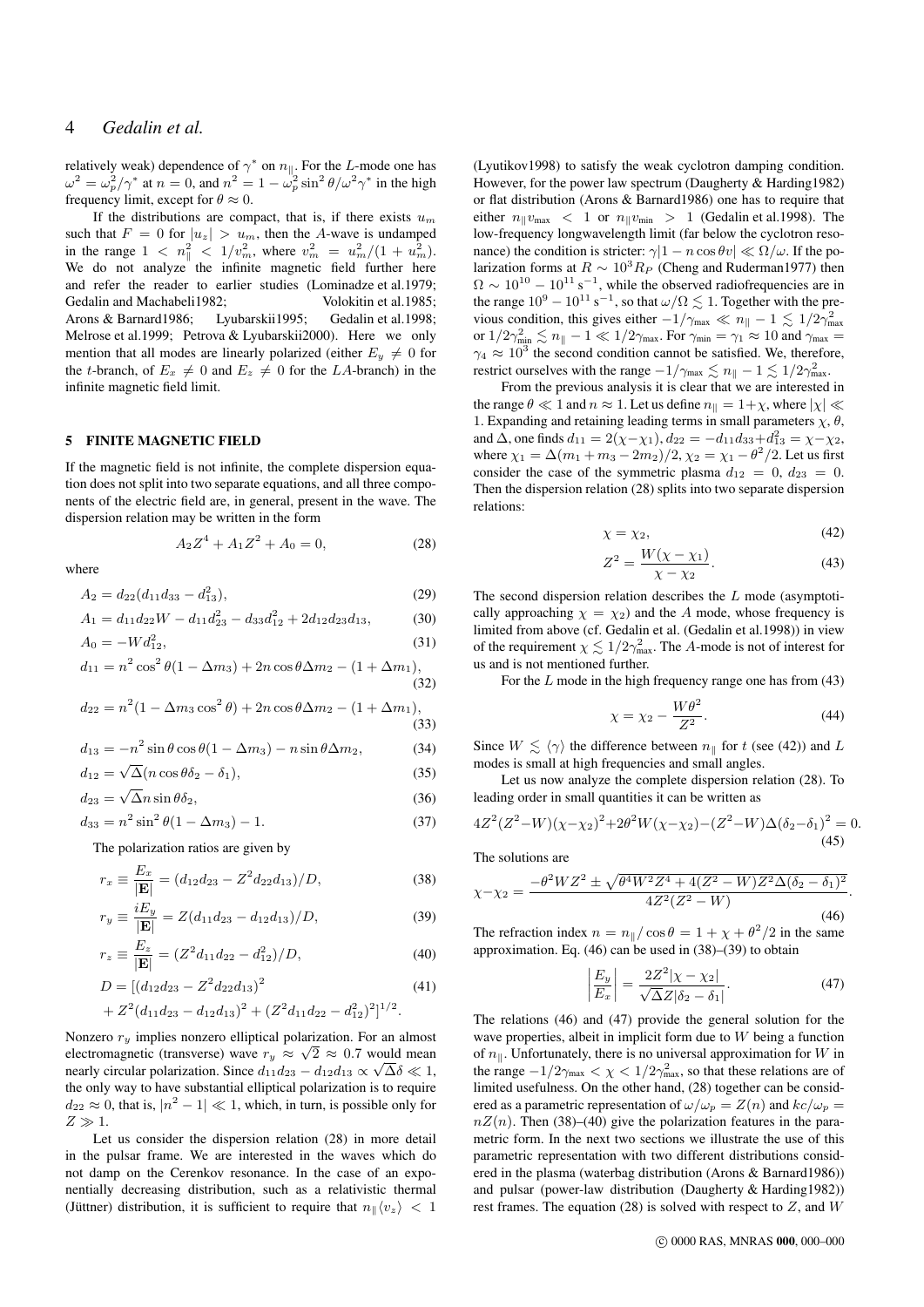relatively weak) dependence of $\gamma^*$ on $n_\parallel$. For the $L$-mode one has $\omega^2 = \omega_p^2/\gamma^*$ at $n = 0$, and $n^2 = 1 - \omega_p^2 \sin^2\theta/\omega^2\gamma^*$ in the high frequency limit, except for $\theta \approx 0$.

If the distributions are compact, that is, if there exists $u_m$ such that $F = 0$ for $|u_z| > u_m$, then the $A$-wave is undamped in the range $1 < n_\parallel^2 < 1/v_m^2$, where $v_m^2 = u_m^2/(1+u_m^2)$. We do not analyze the infinite magnetic field further here and refer the reader to earlier studies (Lominadze et al.1979; Gedalin and Machabeli1982; Volokitin et al.1985; Arons & Barnard1986; Lyubarskii1995; Gedalin et al.1998; Melrose et al.1999; Petrova & Lyubarskii2000). Here we only mention that all modes are linearly polarized (either $E_y \neq 0$ for the $t$-branch, of $E_x \neq 0$ and $E_z \neq 0$ for the $LA$-branch) in the infinite magnetic field limit.

## 5 FINITE MAGNETIC FIELD

If the magnetic field is not infinite, the complete dispersion equation does not split into two separate equations, and all three components of the electric field are, in general, present in the wave. The dispersion relation may be written in the form

$$A_2 Z^4 + A_1 Z^2 + A_0 = 0, \tag{28}$$

where

$$A_2 = d_{22}(d_{11}d_{33} - d_{13}^2), \tag{29}$$

$$A_1 = d_{11}d_{22}W - d_{11}d_{23}^2 - d_{33}d_{12}^2 + 2d_{12}d_{23}d_{13}, \tag{30}$$

$$A_0 = -Wd_{12}^2, \tag{31}$$

$$d_{11} = n^2\cos^2\theta(1-\Delta m_3) + 2n\cos\theta\Delta m_2 - (1+\Delta m_1), \tag{32}$$

$$d_{22} = n^2(1-\Delta m_3\cos^2\theta) + 2n\cos\theta\Delta m_2 - (1+\Delta m_1), \tag{33}$$

$$d_{13} = -n^2\sin\theta\cos\theta(1-\Delta m_3) - n\sin\theta\Delta m_2, \tag{34}$$

$$d_{12} = \sqrt{\Delta}(n\cos\theta\delta_2 - \delta_1), \tag{35}$$

$$d_{23} = \sqrt{\Delta}n\sin\theta\delta_2, \tag{36}$$

$$d_{33} = n^2\sin^2\theta(1-\Delta m_3) - 1. \tag{37}$$

The polarization ratios are given by

$$r_x \equiv \frac{E_x}{|\mathbf{E}|} = (d_{12}d_{23} - Z^2 d_{22}d_{13})/D, \tag{38}$$

$$r_y \equiv \frac{iE_y}{|\mathbf{E}|} = Z(d_{11}d_{23} - d_{12}d_{13})/D, \tag{39}$$

$$r_z \equiv \frac{E_z}{|\mathbf{E}|} = (Z^2 d_{11}d_{22} - d_{12}^2)/D, \tag{40}$$

$$D = [(d_{12}d_{23} - Z^2 d_{22}d_{13})^2 + Z^2(d_{11}d_{23} - d_{12}d_{13})^2 + (Z^2 d_{11}d_{22} - d_{12}^2)^2]^{1/2}. \tag{41}$$

Nonzero $r_y$ implies nonzero elliptical polarization. For an almost electromagnetic (transverse) wave $r_y \approx \sqrt{2} \approx 0.7$ would mean nearly circular polarization. Since $d_{11}d_{23} - d_{12}d_{13} \propto \sqrt{\Delta}\delta \ll 1$, the only way to have substantial elliptical polarization is to require $d_{22} \approx 0$, that is, $|n^2 - 1| \ll 1$, which, in turn, is possible only for $Z \gg 1$.

Let us consider the dispersion relation (28) in more detail in the pulsar frame. We are interested in the waves which do not damp on the Cerenkov resonance. In the case of an exponentially decreasing distribution, such as a relativistic thermal (Jüttner) distribution, it is sufficient to require that $n_\parallel\langle v_z\rangle < 1$ (Lyutikov1998) to satisfy the weak cyclotron damping condition. However, for the power law spectrum (Daugherty & Harding1982) or flat distribution (Arons & Barnard1986) one has to require that either $n_\parallel v_{\max} < 1$ or $n_\parallel v_{\min} > 1$ (Gedalin et al.1998). The low-frequency longwavelength limit (far below the cyclotron resonance) the condition is stricter: $\gamma|1 - n\cos\theta v| \ll \Omega/\omega$. If the polarization forms at $R \sim 10^3 R_P$ (Cheng and Ruderman1977) then $\Omega \sim 10^{10} - 10^{11}\,\mathrm{s}^{-1}$, while the observed radiofrequencies are in the range $10^9 - 10^{11}\,\mathrm{s}^{-1}$, so that $\omega/\Omega \lesssim 1$. Together with the previous condition, this gives either $-1/\gamma_{\max} \ll n_\parallel - 1 \lesssim 1/2\gamma_{\max}^2$ or $1/2\gamma_{\min}^2 \lesssim n_\parallel - 1 \ll 1/2\gamma_{\max}$. For $\gamma_{\min} = \gamma_1 \approx 10$ and $\gamma_{\max} = \gamma_4 \approx 10^3$ the second condition cannot be satisfied. We, therefore, restrict ourselves with the range $-1/\gamma_{\max} \lesssim n_\parallel - 1 \lesssim 1/2\gamma_{\max}^2$.

From the previous analysis it is clear that we are interested in the range $\theta \ll 1$ and $n \approx 1$. Let us define $n_\parallel = 1 + \chi$, where $|\chi| \ll 1$. Expanding and retaining leading terms in small parameters $\chi$, $\theta$, and $\Delta$, one finds $d_{11} = 2(\chi - \chi_1)$, $d_{22} = -d_{11}d_{33} + d_{13}^2 = \chi - \chi_2$, where $\chi_1 = \Delta(m_1 + m_3 - 2m_2)/2$, $\chi_2 = \chi_1 - \theta^2/2$. Let us first consider the case of the symmetric plasma $d_{12} = 0$, $d_{23} = 0$. Then the dispersion relation (28) splits into two separate dispersion relations:

$$\chi = \chi_2, \tag{42}$$

$$Z^2 = \frac{W(\chi - \chi_1)}{\chi - \chi_2}. \tag{43}$$

The second dispersion relation describes the $L$ mode (asymptotically approaching $\chi = \chi_2$) and the $A$ mode, whose frequency is limited from above (cf. Gedalin et al. (Gedalin et al.1998)) in view of the requirement $\chi \lesssim 1/2\gamma_{\max}^2$. The $A$-mode is not of interest for us and is not mentioned further.

For the $L$ mode in the high frequency range one has from (43)

$$\chi = \chi_2 - \frac{W\theta^2}{Z^2}. \tag{44}$$

Since $W \lesssim \langle\gamma\rangle$ the difference between $n_\parallel$ for $t$ (see (42)) and $L$ modes is small at high frequencies and small angles.

Let us now analyze the complete dispersion relation (28). To leading order in small quantities it can be written as

$$4Z^2(Z^2 - W)(\chi - \chi_2)^2 + 2\theta^2 W(\chi - \chi_2) - (Z^2 - W)\Delta(\delta_2 - \delta_1)^2 = 0. \tag{45}$$

The solutions are

$$\chi - \chi_2 = \frac{-\theta^2 WZ^2 \pm \sqrt{\theta^4 W^2 Z^4 + 4(Z^2 - W)Z^2\Delta(\delta_2 - \delta_1)^2}}{4Z^2(Z^2 - W)}. \tag{46}$$

The refraction index $n = n_\parallel/\cos\theta = 1 + \chi + \theta^2/2$ in the same approximation. Eq. (46) can be used in (38)–(39) to obtain

$$\left|\frac{E_y}{E_x}\right| = \frac{2Z^2|\chi - \chi_2|}{\sqrt{\Delta}Z|\delta_2 - \delta_1|}. \tag{47}$$

The relations (46) and (47) provide the general solution for the wave properties, albeit in implicit form due to $W$ being a function of $n_\parallel$. Unfortunately, there is no universal approximation for $W$ in the range $-1/2\gamma_{\max} < \chi < 1/2\gamma_{\max}^2$, so that these relations are of limited usefulness. On the other hand, (28) together can be considered as a parametric representation of $\omega/\omega_p = Z(n)$ and $kc/\omega_p = nZ(n)$. Then (38)–(40) give the polarization features in the parametric form. In the next two sections we illustrate the use of this parametric representation with two different distributions considered in the plasma (waterbag distribution (Arons & Barnard1986)) and pulsar (power-law distribution (Daugherty & Harding1982)) rest frames. The equation (28) is solved with respect to $Z$, and $W$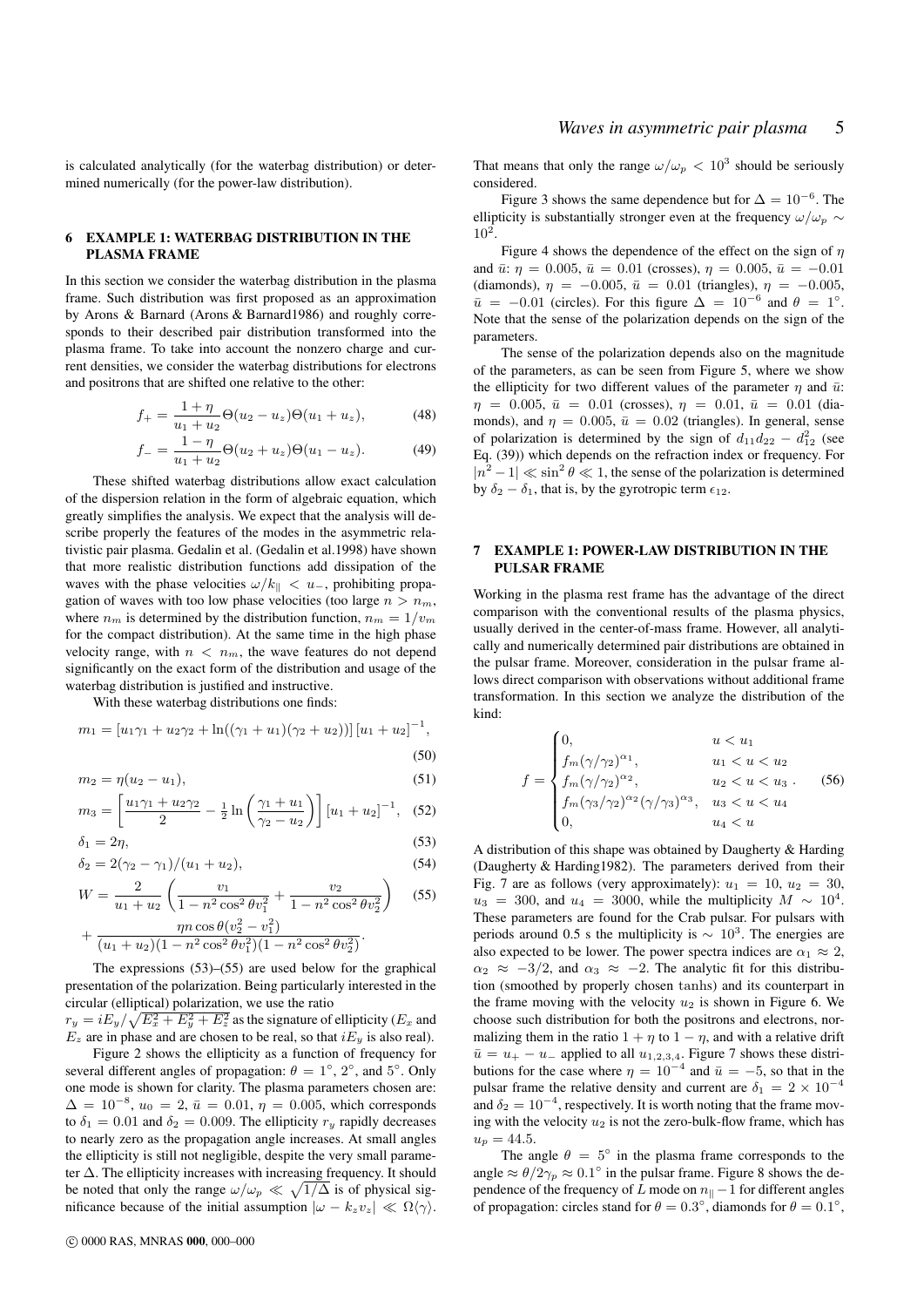is calculated analytically (for the waterbag distribution) or determined numerically (for the power-law distribution).

## 6 EXAMPLE 1: WATERBAG DISTRIBUTION IN THE PLASMA FRAME

In this section we consider the waterbag distribution in the plasma frame. Such distribution was first proposed as an approximation by Arons & Barnard (Arons & Barnard1986) and roughly corresponds to their described pair distribution transformed into the plasma frame. To take into account the nonzero charge and current densities, we consider the waterbag distributions for electrons and positrons that are shifted one relative to the other:

$$f_+ = \frac{1+\eta}{u_1+u_2}\Theta(u_2-u_z)\Theta(u_1+u_z), \tag{48}$$

$$f_- = \frac{1-\eta}{u_1+u_2}\Theta(u_2+u_z)\Theta(u_1-u_z). \tag{49}$$

These shifted waterbag distributions allow exact calculation of the dispersion relation in the form of algebraic equation, which greatly simplifies the analysis. We expect that the analysis will describe properly the features of the modes in the asymmetric relativistic pair plasma. Gedalin et al. (Gedalin et al.1998) have shown that more realistic distribution functions add dissipation of the waves with the phase velocities $\omega/k_\parallel < u_-$, prohibiting propagation of waves with too low phase velocities (too large $n > n_m$, where $n_m$ is determined by the distribution function, $n_m = 1/v_m$ for the compact distribution). At the same time in the high phase velocity range, with $n < n_m$, the wave features do not depend significantly on the exact form of the distribution and usage of the waterbag distribution is justified and instructive.

With these waterbag distributions one finds:

$$m_1 = \left[u_1\gamma_1 + u_2\gamma_2 + \ln((\gamma_1+u_1)(\gamma_2+u_2))\right]\left[u_1+u_2\right]^{-1}, \tag{50}$$

$$m_2 = \eta(u_2-u_1), \tag{51}$$

$$m_3 = \left[\frac{u_1\gamma_1+u_2\gamma_2}{2} - \tfrac{1}{2}\ln\left(\frac{\gamma_1+u_1}{\gamma_2-u_2}\right)\right]\left[u_1+u_2\right]^{-1}, \tag{52}$$

$$\delta_1 = 2\eta, \tag{53}$$

$$\delta_2 = 2(\gamma_2-\gamma_1)/(u_1+u_2), \tag{54}$$

$$W = \frac{2}{u_1+u_2}\left(\frac{v_1}{1-n^2\cos^2\theta v_1^2} + \frac{v_2}{1-n^2\cos^2\theta v_2^2}\right) + \frac{\eta n\cos\theta(v_2^2-v_1^2)}{(u_1+u_2)(1-n^2\cos^2\theta v_1^2)(1-n^2\cos^2\theta v_2^2)}. \tag{55}$$

The expressions (53)–(55) are used below for the graphical presentation of the polarization. Being particularly interested in the circular (elliptical) polarization, we use the ratio $r_y = iE_y/\sqrt{E_x^2+E_y^2+E_z^2}$ as the signature of ellipticity ($E_x$ and $E_z$ are in phase and are chosen to be real, so that $iE_y$ is also real).

Figure 2 shows the ellipticity as a function of frequency for several different angles of propagation: $\theta = 1^\circ$, $2^\circ$, and $5^\circ$. Only one mode is shown for clarity. The plasma parameters chosen are: $\Delta = 10^{-8}$, $u_0 = 2$, $\bar{u} = 0.01$, $\eta = 0.005$, which corresponds to $\delta_1 = 0.01$ and $\delta_2 = 0.009$. The ellipticity $r_y$ rapidly decreases to nearly zero as the propagation angle increases. At small angles the ellipticity is still not negligible, despite the very small parameter $\Delta$. The ellipticity increases with increasing frequency. It should be noted that only the range $\omega/\omega_p \ll \sqrt{1/\Delta}$ is of physical significance because of the initial assumption $|\omega - k_z v_z| \ll \Omega\langle\gamma\rangle$. That means that only the range $\omega/\omega_p < 10^3$ should be seriously considered.

Figure 3 shows the same dependence but for $\Delta = 10^{-6}$. The ellipticity is substantially stronger even at the frequency $\omega/\omega_p \sim 10^2$.

Figure 4 shows the dependence of the effect on the sign of $\eta$ and $\bar{u}$: $\eta = 0.005$, $\bar{u} = 0.01$ (crosses), $\eta = 0.005$, $\bar{u} = -0.01$ (diamonds), $\eta = -0.005$, $\bar{u} = 0.01$ (triangles), $\eta = -0.005$, $\bar{u} = -0.01$ (circles). For this figure $\Delta = 10^{-6}$ and $\theta = 1^\circ$. Note that the sense of the polarization depends on the sign of the parameters.

The sense of the polarization depends also on the magnitude of the parameters, as can be seen from Figure 5, where we show the ellipticity for two different values of the parameter $\eta$ and $\bar{u}$: $\eta = 0.005$, $\bar{u} = 0.01$ (crosses), $\eta = 0.01$, $\bar{u} = 0.01$ (diamonds), and $\eta = 0.005$, $\bar{u} = 0.02$ (triangles). In general, sense of polarization is determined by the sign of $d_{11}d_{22} - d_{12}^2$ (see Eq. (39)) which depends on the refraction index or frequency. For $|n^2-1| \ll \sin^2\theta \ll 1$, the sense of the polarization is determined by $\delta_2 - \delta_1$, that is, by the gyrotropic term $\epsilon_{12}$.

## 7 EXAMPLE 1: POWER-LAW DISTRIBUTION IN THE PULSAR FRAME

Working in the plasma rest frame has the advantage of the direct comparison with the conventional results of the plasma physics, usually derived in the center-of-mass frame. However, all analytically and numerically determined pair distributions are obtained in the pulsar frame. Moreover, consideration in the pulsar frame allows direct comparison with observations without additional frame transformation. In this section we analyze the distribution of the kind:

$$f = \begin{cases} 0, & u < u_1 \\ f_m(\gamma/\gamma_2)^{\alpha_1}, & u_1 < u < u_2 \\ f_m(\gamma/\gamma_2)^{\alpha_2}, & u_2 < u < u_3 \\ f_m(\gamma_3/\gamma_2)^{\alpha_2}(\gamma/\gamma_3)^{\alpha_3}, & u_3 < u < u_4 \\ 0, & u_4 < u \end{cases}. \tag{56}$$

A distribution of this shape was obtained by Daugherty & Harding (Daugherty & Harding1982). The parameters derived from their Fig. 7 are as follows (very approximately): $u_1 = 10$, $u_2 = 30$, $u_3 = 300$, and $u_4 = 3000$, while the multiplicity $M \sim 10^4$. These parameters are found for the Crab pulsar. For pulsars with periods around 0.5 s the multiplicity is $\sim 10^3$. The energies are also expected to be lower. The power spectra indices are $\alpha_1 \approx 2$, $\alpha_2 \approx -3/2$, and $\alpha_3 \approx -2$. The analytic fit for this distribution (smoothed by properly chosen tanhs) and its counterpart in the frame moving with the velocity $u_2$ is shown in Figure 6. We choose such distribution for both the positrons and electrons, normalizing them in the ratio $1+\eta$ to $1-\eta$, and with a relative drift $\bar{u} = u_+ - u_-$ applied to all $u_{1,2,3,4}$. Figure 7 shows these distributions for the case where $\eta = 10^{-4}$ and $\bar{u} = -5$, so that in the pulsar frame the relative density and current are $\delta_1 = 2\times10^{-4}$ and $\delta_2 = 10^{-4}$, respectively. It is worth noting that the frame moving with the velocity $u_2$ is not the zero-bulk-flow frame, which has $u_p = 44.5$.

The angle $\theta = 5^\circ$ in the plasma frame corresponds to the angle $\approx \theta/2\gamma_p \approx 0.1^\circ$ in the pulsar frame. Figure 8 shows the dependence of the frequency of $L$ mode on $n_\parallel - 1$ for different angles of propagation: circles stand for $\theta = 0.3^\circ$, diamonds for $\theta = 0.1^\circ$,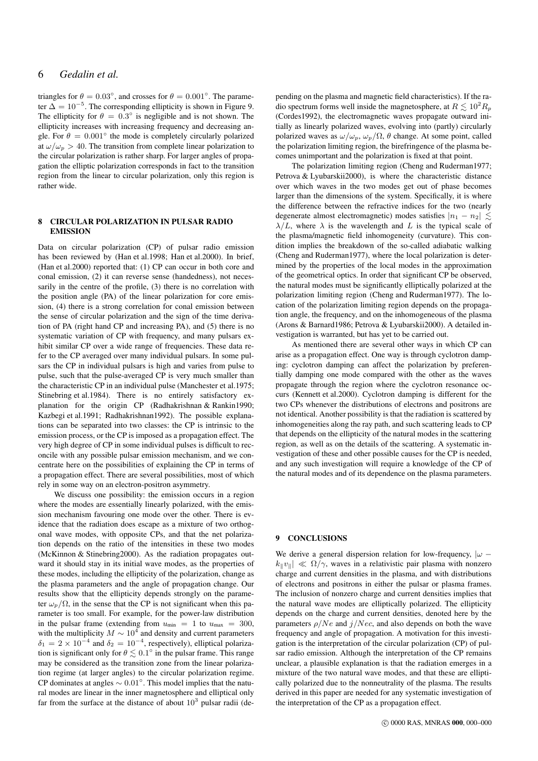triangles for $\theta = 0.03^\circ$, and crosses for $\theta = 0.001^\circ$. The parameter $\Delta = 10^{-5}$. The corresponding ellipticity is shown in Figure 9. The ellipticity for $\theta = 0.3^\circ$ is negligible and is not shown. The ellipticity increases with increasing frequency and decreasing angle. For $\theta = 0.001^\circ$ the mode is completely circularly polarized at $\omega/\omega_p > 40$. The transition from complete linear polarization to the circular polarization is rather sharp. For larger angles of propagation the elliptic polarization corresponds in fact to the transition region from the linear to circular polarization, only this region is rather wide.

## 8 CIRCULAR POLARIZATION IN PULSAR RADIO EMISSION

Data on circular polarization (CP) of pulsar radio emission has been reviewed by (Han et al.1998; Han et al.2000). In brief, (Han et al.2000) reported that: (1) CP can occur in both core and conal emission, (2) it can reverse sense (handedness), not necessarily in the centre of the profile, (3) there is no correlation with the position angle (PA) of the linear polarization for core emission, (4) there is a strong correlation for conal emission between the sense of circular polarization and the sign of the time derivation of PA (right hand CP and increasing PA), and (5) there is no systematic variation of CP with frequency, and many pulsars exhibit similar CP over a wide range of frequencies. These data refer to the CP averaged over many individual pulsars. In some pulsars the CP in individual pulsars is high and varies from pulse to pulse, such that the pulse-averaged CP is very much smaller than the characteristic CP in an individual pulse (Manchester et al.1975; Stinebring et al.1984). There is no entirely satisfactory explanation for the origin CP (Radhakrishnan & Rankin1990; Kazbegi et al.1991; Radhakrishnan1992). The possible explanations can be separated into two classes: the CP is intrinsic to the emission process, or the CP is imposed as a propagation effect. The very high degree of CP in some individual pulses is difficult to reconcile with any possible pulsar emission mechanism, and we concentrate here on the possibilities of explaining the CP in terms of a propagation effect. There are several possibilities, most of which rely in some way on an electron-positron asymmetry.

We discuss one possibility: the emission occurs in a region where the modes are essentially linearly polarized, with the emission mechanism favouring one mode over the other. There is evidence that the radiation does escape as a mixture of two orthogonal wave modes, with opposite CPs, and that the net polarization depends on the ratio of the intensities in these two modes (McKinnon & Stinebring2000). As the radiation propagates outward it should stay in its initial wave modes, as the properties of these modes, including the ellipticity of the polarization, change as the plasma parameters and the angle of propagation change. Our results show that the ellipticity depends strongly on the parameter $\omega_p/\Omega$, in the sense that the CP is not significant when this parameter is too small. For example, for the power-law distribution in the pulsar frame (extending from $u_{\rm min} = 1$ to $u_{\rm max} = 300$, with the multiplicity $M \sim 10^4$ and density and current parameters $\delta_1 = 2 \times 10^{-4}$ and $\delta_2 = 10^{-4}$, respectively), elliptical polarization is significant only for $\theta \lesssim 0.1^\circ$ in the pulsar frame. This range may be considered as the transition zone from the linear polarization regime (at larger angles) to the circular polarization regime. CP dominates at angles $\sim 0.01^\circ$. This model implies that the natural modes are linear in the inner magnetosphere and elliptical only far from the surface at the distance of about $10^3$ pulsar radii (depending on the plasma and magnetic field characteristics). If the radio spectrum forms well inside the magnetosphere, at $R \lesssim 10^2 R_p$ (Cordes1992), the electromagnetic waves propagate outward initially as linearly polarized waves, evolving into (partly) circularly polarized waves as $\omega/\omega_p$, $\omega_p/\Omega$, $\theta$ change. At some point, called the polarization limiting region, the birefringence of the plasma becomes unimportant and the polarization is fixed at that point.

The polarization limiting region (Cheng and Ruderman1977; Petrova & Lyubarskii2000), is where the characteristic distance over which waves in the two modes get out of phase becomes larger than the dimensions of the system. Specifically, it is where the difference between the refractive indices for the two (nearly degenerate almost electromagnetic) modes satisfies $|n_1 - n_2| \lesssim \lambda/L$, where $\lambda$ is the wavelength and $L$ is the typical scale of the plasma/magnetic field inhomogeneity (curvature). This condition implies the breakdown of the so-called adiabatic walking (Cheng and Ruderman1977), where the local polarization is determined by the properties of the local modes in the approximation of the geometrical optics. In order that significant CP be observed, the natural modes must be significantly elliptically polarized at the polarization limiting region (Cheng and Ruderman1977). The location of the polarization limiting region depends on the propagation angle, the frequency, and on the inhomogeneous of the plasma (Arons & Barnard1986; Petrova & Lyubarskii2000). A detailed investigation is warranted, but has yet to be carried out.

As mentioned there are several other ways in which CP can arise as a propagation effect. One way is through cyclotron damping: cyclotron damping can affect the polarization by preferentially damping one mode compared with the other as the waves propagate through the region where the cyclotron resonance occurs (Kennett et al.2000). Cyclotron damping is different for the two CPs whenever the distributions of electrons and positrons are not identical. Another possibility is that the radiation is scattered by inhomogeneities along the ray path, and such scattering leads to CP that depends on the ellipticity of the natural modes in the scattering region, as well as on the details of the scattering. A systematic investigation of these and other possible causes for the CP is needed, and any such investigation will require a knowledge of the CP of the natural modes and of its dependence on the plasma parameters.

## 9 CONCLUSIONS

We derive a general dispersion relation for low-frequency, $|\omega - k_\parallel v_\parallel| \ll \Omega/\gamma$, waves in a relativistic pair plasma with nonzero charge and current densities in the plasma, and with distributions of electrons and positrons in either the pulsar or plasma frames. The inclusion of nonzero charge and current densities implies that the natural wave modes are elliptically polarized. The ellipticity depends on the charge and current densities, denoted here by the parameters $\rho/Ne$ and $j/Nec$, and also depends on both the wave frequency and angle of propagation. A motivation for this investigation is the interpretation of the circular polarization (CP) of pulsar radio emission. Although the interpretation of the CP remains unclear, a plausible explanation is that the radiation emerges in a mixture of the two natural wave modes, and that these are elliptically polarized due to the nonneutrality of the plasma. The results derived in this paper are needed for any systematic investigation of the interpretation of the CP as a propagation effect.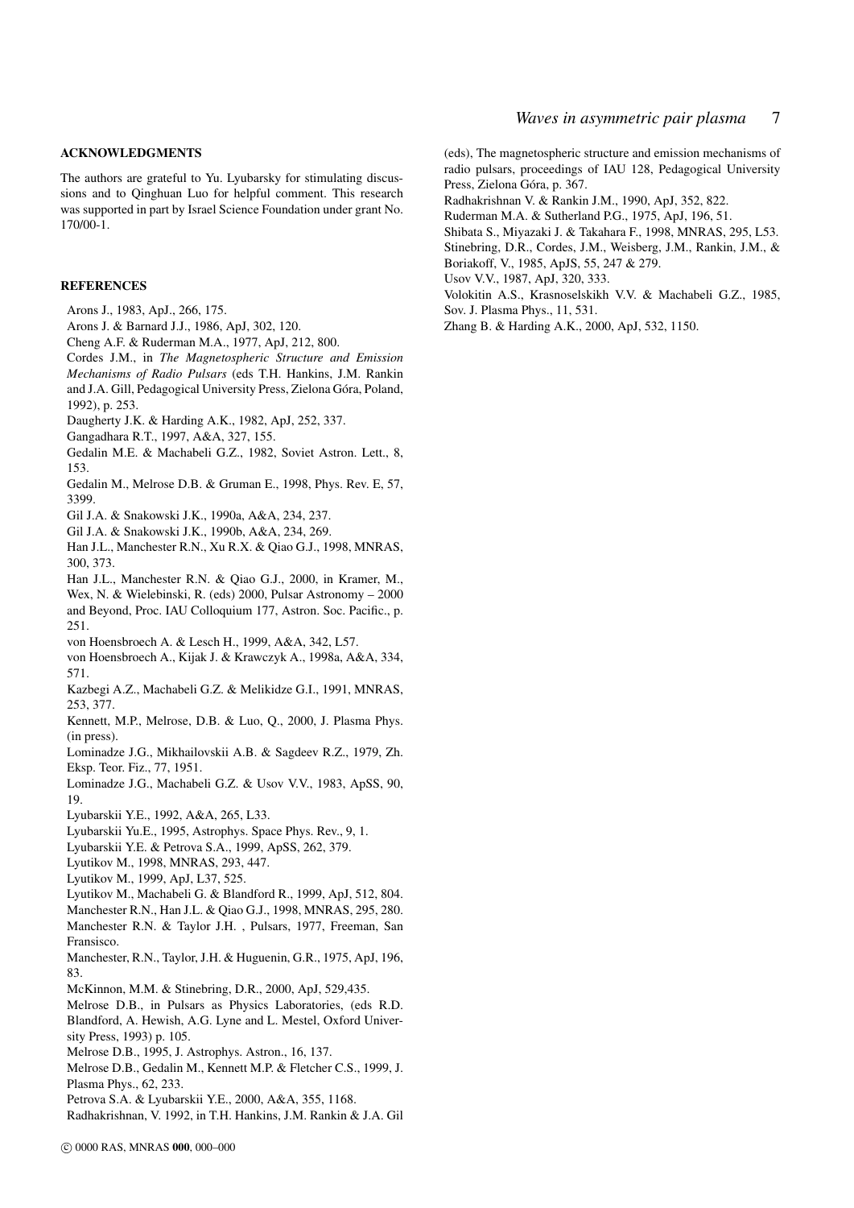## ACKNOWLEDGMENTS

The authors are grateful to Yu. Lyubarsky for stimulating discussions and to Qinghuan Luo for helpful comment. This research was supported in part by Israel Science Foundation under grant No. 170/00-1.

## REFERENCES

Arons J., 1983, ApJ., 266, 175.

Arons J. & Barnard J.J., 1986, ApJ, 302, 120.

Cheng A.F. & Ruderman M.A., 1977, ApJ, 212, 800.

Cordes J.M., in *The Magnetospheric Structure and Emission Mechanisms of Radio Pulsars* (eds T.H. Hankins, J.M. Rankin and J.A. Gill, Pedagogical University Press, Zielona Góra, Poland, 1992), p. 253.

Daugherty J.K. & Harding A.K., 1982, ApJ, 252, 337.

Gangadhara R.T., 1997, A&A, 327, 155.

Gedalin M.E. & Machabeli G.Z., 1982, Soviet Astron. Lett., 8, 153.

Gedalin M., Melrose D.B. & Gruman E., 1998, Phys. Rev. E, 57, 3399.

Gil J.A. & Snakowski J.K., 1990a, A&A, 234, 237.

Gil J.A. & Snakowski J.K., 1990b, A&A, 234, 269.

Han J.L., Manchester R.N., Xu R.X. & Qiao G.J., 1998, MNRAS, 300, 373.

Han J.L., Manchester R.N. & Qiao G.J., 2000, in Kramer, M., Wex, N. & Wielebinski, R. (eds) 2000, Pulsar Astronomy – 2000 and Beyond, Proc. IAU Colloquium 177, Astron. Soc. Pacific., p. 251.

von Hoensbroech A. & Lesch H., 1999, A&A, 342, L57.

von Hoensbroech A., Kijak J. & Krawczyk A., 1998a, A&A, 334, 571.

Kazbegi A.Z., Machabeli G.Z. & Melikidze G.I., 1991, MNRAS, 253, 377.

Kennett, M.P., Melrose, D.B. & Luo, Q., 2000, J. Plasma Phys. (in press).

Lominadze J.G., Mikhailovskii A.B. & Sagdeev R.Z., 1979, Zh. Eksp. Teor. Fiz., 77, 1951.

Lominadze J.G., Machabeli G.Z. & Usov V.V., 1983, ApSS, 90, 19.

Lyubarskii Y.E., 1992, A&A, 265, L33.

Lyubarskii Yu.E., 1995, Astrophys. Space Phys. Rev., 9, 1.

Lyubarskii Y.E. & Petrova S.A., 1999, ApSS, 262, 379.

Lyutikov M., 1998, MNRAS, 293, 447.

Lyutikov M., 1999, ApJ, L37, 525.

Lyutikov M., Machabeli G. & Blandford R., 1999, ApJ, 512, 804.

Manchester R.N., Han J.L. & Qiao G.J., 1998, MNRAS, 295, 280.

Manchester R.N. & Taylor J.H. , Pulsars, 1977, Freeman, San Fransisco.

Manchester, R.N., Taylor, J.H. & Huguenin, G.R., 1975, ApJ, 196, 83.

McKinnon, M.M. & Stinebring, D.R., 2000, ApJ, 529,435.

Melrose D.B., in Pulsars as Physics Laboratories, (eds R.D. Blandford, A. Hewish, A.G. Lyne and L. Mestel, Oxford University Press, 1993) p. 105.

Melrose D.B., 1995, J. Astrophys. Astron., 16, 137.

Melrose D.B., Gedalin M., Kennett M.P. & Fletcher C.S., 1999, J. Plasma Phys., 62, 233.

Petrova S.A. & Lyubarskii Y.E., 2000, A&A, 355, 1168.

Radhakrishnan, V. 1992, in T.H. Hankins, J.M. Rankin & J.A. Gil (eds), The magnetospheric structure and emission mechanisms of radio pulsars, proceedings of IAU 128, Pedagogical University Press, Zielona Góra, p. 367.

Radhakrishnan V. & Rankin J.M., 1990, ApJ, 352, 822.

Ruderman M.A. & Sutherland P.G., 1975, ApJ, 196, 51.

Shibata S., Miyazaki J. & Takahara F., 1998, MNRAS, 295, L53.

Stinebring, D.R., Cordes, J.M., Weisberg, J.M., Rankin, J.M., & Boriakoff, V., 1985, ApJS, 55, 247 & 279.

Usov V.V., 1987, ApJ, 320, 333.

Volokitin A.S., Krasnoselskikh V.V. & Machabeli G.Z., 1985, Sov. J. Plasma Phys., 11, 531.

Zhang B. & Harding A.K., 2000, ApJ, 532, 1150.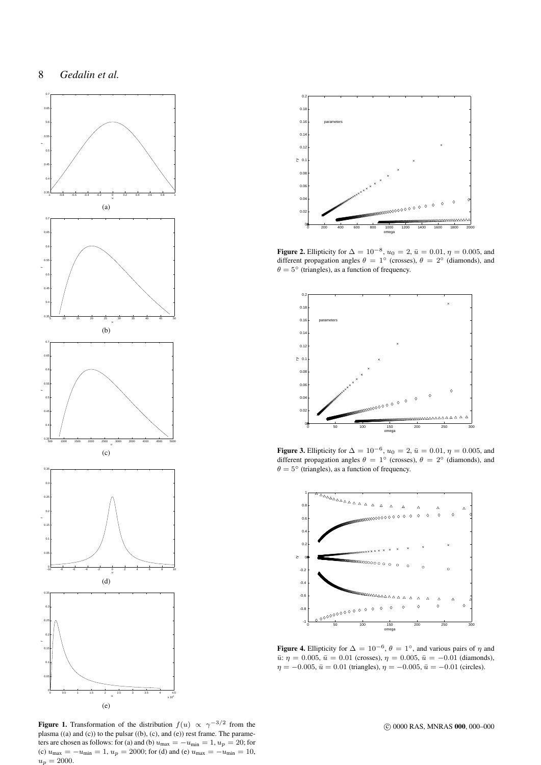**Figure 1.** Transformation of the distribution $f(u) \propto \gamma^{-3/2}$ from the plasma ((a) and (c)) to the pulsar ((b), (c), and (e)) rest frame. The parameters are chosen as follows: for (a) and (b) $u_{\max} = -u_{\min} = 1$, $u_p = 20$; for (c) $u_{\max} = -u_{\min} = 1$, $u_p = 2000$; for (d) and (e) $u_{\max} = -u_{\min} = 10$, $u_p = 2000$.

**Figure 2.** Ellipticity for $\Delta = 10^{-8}$, $u_0 = 2$, $\bar{u} = 0.01$, $\eta = 0.005$, and different propagation angles $\theta = 1^\circ$ (crosses), $\theta = 2^\circ$ (diamonds), and $\theta = 5^\circ$ (triangles), as a function of frequency.

**Figure 3.** Ellipticity for $\Delta = 10^{-6}$, $u_0 = 2$, $\bar{u} = 0.01$, $\eta = 0.005$, and different propagation angles $\theta = 1^\circ$ (crosses), $\theta = 2^\circ$ (diamonds), and $\theta = 5^\circ$ (triangles), as a function of frequency.

**Figure 4.** Ellipticity for $\Delta = 10^{-6}$, $\theta = 1^\circ$, and various pairs of $\eta$ and $\bar{u}$: $\eta = 0.005$, $\bar{u} = 0.01$ (crosses), $\eta = 0.005$, $\bar{u} = -0.01$ (diamonds), $\eta = -0.005$, $\bar{u} = 0.01$ (triangles), $\eta = -0.005$, $\bar{u} = -0.01$ (circles).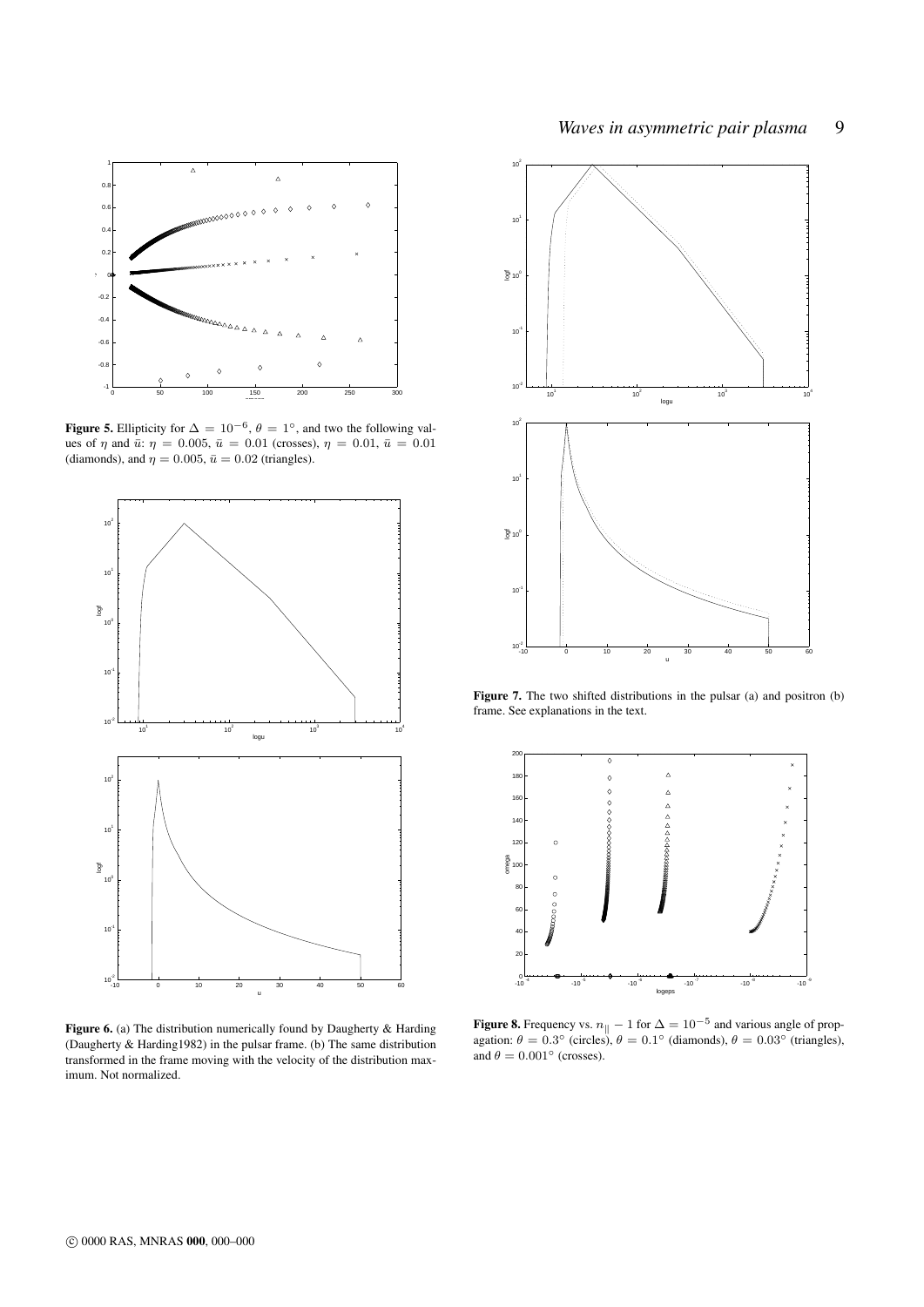**Figure 5.** Ellipticity for $\Delta = 10^{-6}$, $\theta = 1^{\circ}$, and two the following values of $\eta$ and $\bar{u}$: $\eta = 0.005$, $\bar{u} = 0.01$ (crosses), $\eta = 0.01$, $\bar{u} = 0.01$ (diamonds), and $\eta = 0.005$, $\bar{u} = 0.02$ (triangles).

**Figure 6.** (a) The distribution numerically found by Daugherty & Harding (Daugherty & Harding1982) in the pulsar frame. (b) The same distribution transformed in the frame moving with the velocity of the distribution maximum. Not normalized.

**Figure 7.** The two shifted distributions in the pulsar (a) and positron (b) frame. See explanations in the text.

**Figure 8.** Frequency vs. $n_{\parallel} - 1$ for $\Delta = 10^{-5}$ and various angle of propagation: $\theta = 0.3^{\circ}$ (circles), $\theta = 0.1^{\circ}$ (diamonds), $\theta = 0.03^{\circ}$ (triangles), and $\theta = 0.001^{\circ}$ (crosses).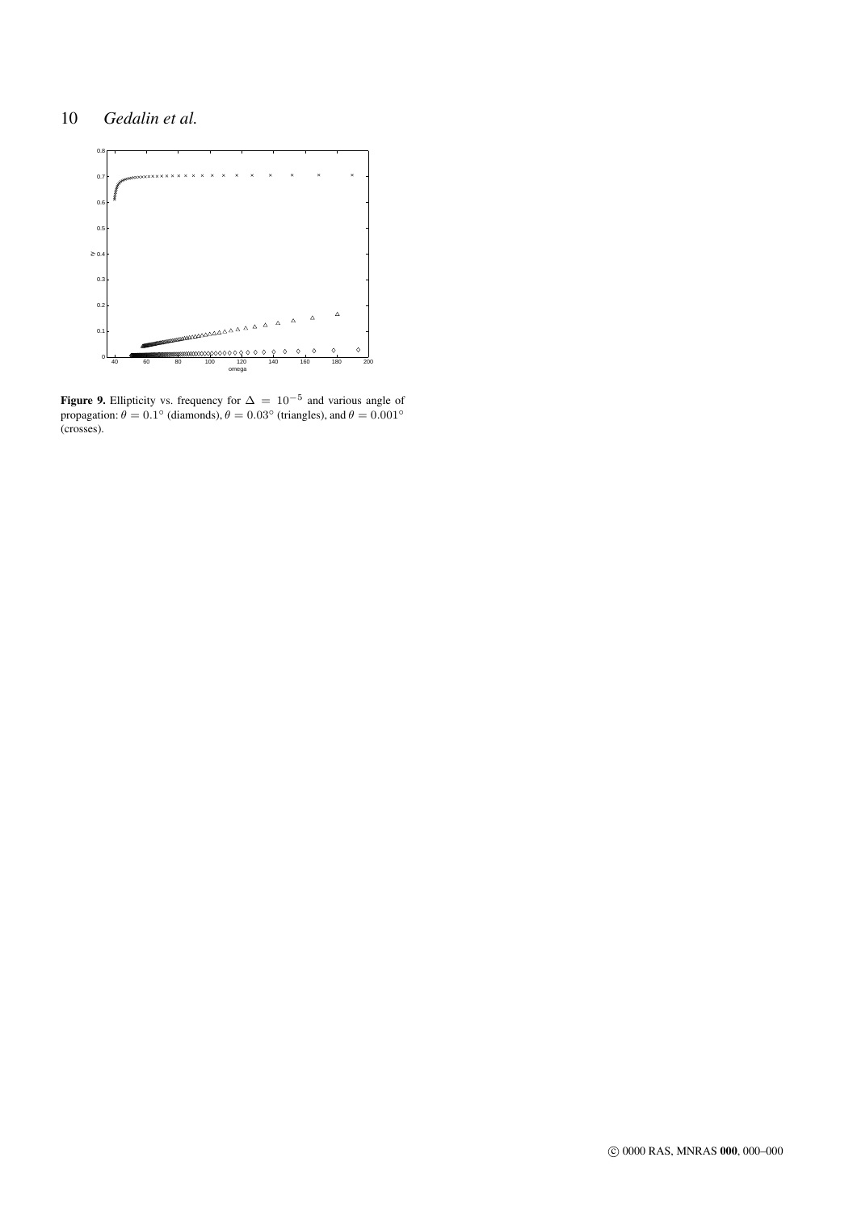0.8

0.7

0.6

0.5

ε 0.4

0.3

0.2

0.1

0

40 60 80 100 120 140 160 180 200

omega

**Figure 9.** Ellipticity vs. frequency for $\Delta = 10^{-5}$ and various angle of propagation: $\theta = 0.1^{\circ}$ (diamonds), $\theta = 0.03^{\circ}$ (triangles), and $\theta = 0.001^{\circ}$ (crosses).